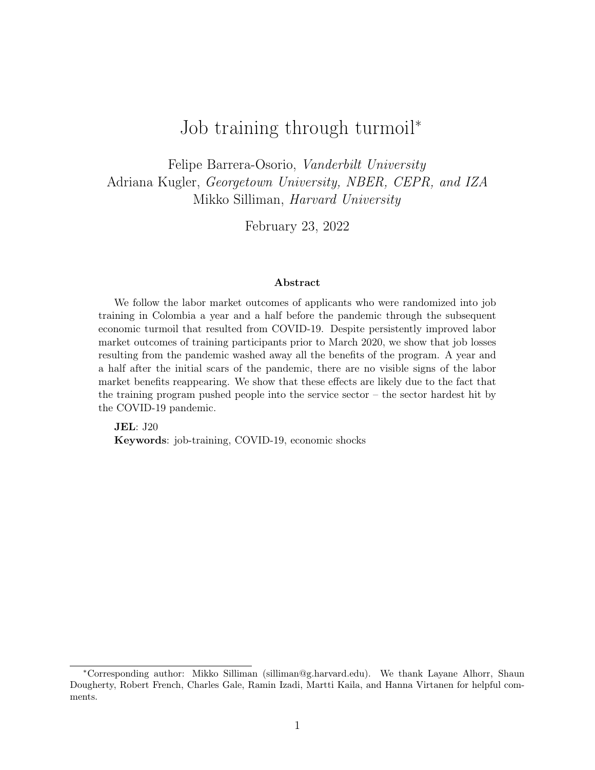# Job training through turmoil*

Felipe Barrera-Osorio, *Vanderbilt University*
Adriana Kugler, *Georgetown University, NBER, CEPR, and IZA*
Mikko Silliman, *Harvard University*

February 23, 2022

### Abstract

We follow the labor market outcomes of applicants who were randomized into job training in Colombia a year and a half before the pandemic through the subsequent economic turmoil that resulted from COVID-19. Despite persistently improved labor market outcomes of training participants prior to March 2020, we show that job losses resulting from the pandemic washed away all the benefits of the program. A year and a half after the initial scars of the pandemic, there are no visible signs of the labor market benefits reappearing. We show that these effects are likely due to the fact that the training program pushed people into the service sector – the sector hardest hit by the COVID-19 pandemic.

**JEL**: J20
**Keywords**: job-training, COVID-19, economic shocks

*Corresponding author: Mikko Silliman (silliman@g.harvard.edu). We thank Layane Alhorr, Shaun Dougherty, Robert French, Charles Gale, Ramin Izadi, Martti Kaila, and Hanna Virtanen for helpful comments.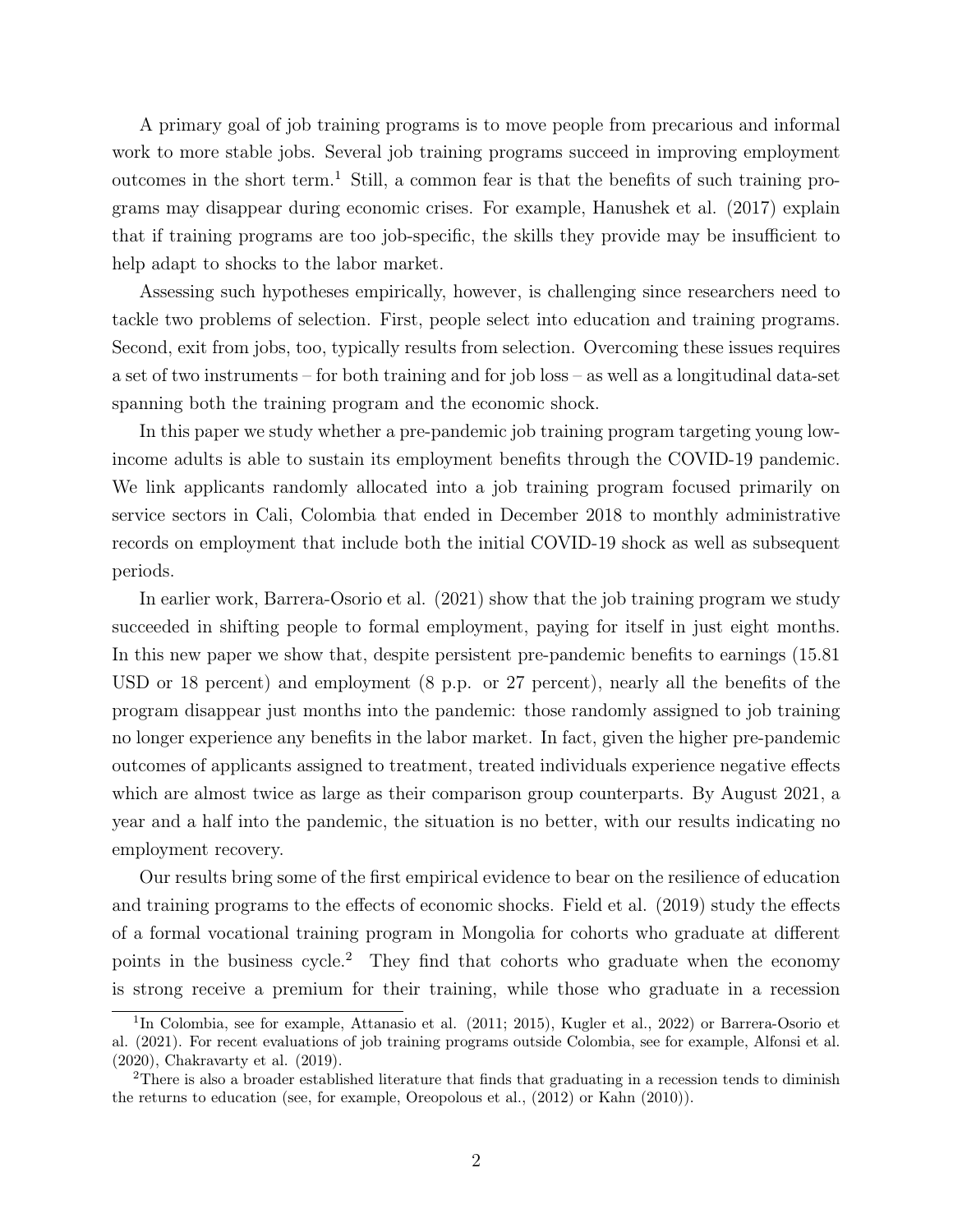A primary goal of job training programs is to move people from precarious and informal work to more stable jobs. Several job training programs succeed in improving employment outcomes in the short term.[1] Still, a common fear is that the benefits of such training programs may disappear during economic crises. For example, Hanushek et al. (2017) explain that if training programs are too job-specific, the skills they provide may be insufficient to help adapt to shocks to the labor market.

Assessing such hypotheses empirically, however, is challenging since researchers need to tackle two problems of selection. First, people select into education and training programs. Second, exit from jobs, too, typically results from selection. Overcoming these issues requires a set of two instruments – for both training and for job loss – as well as a longitudinal data-set spanning both the training program and the economic shock.

In this paper we study whether a pre-pandemic job training program targeting young low-income adults is able to sustain its employment benefits through the COVID-19 pandemic. We link applicants randomly allocated into a job training program focused primarily on service sectors in Cali, Colombia that ended in December 2018 to monthly administrative records on employment that include both the initial COVID-19 shock as well as subsequent periods.

In earlier work, Barrera-Osorio et al. (2021) show that the job training program we study succeeded in shifting people to formal employment, paying for itself in just eight months. In this new paper we show that, despite persistent pre-pandemic benefits to earnings (15.81 USD or 18 percent) and employment (8 p.p. or 27 percent), nearly all the benefits of the program disappear just months into the pandemic: those randomly assigned to job training no longer experience any benefits in the labor market. In fact, given the higher pre-pandemic outcomes of applicants assigned to treatment, treated individuals experience negative effects which are almost twice as large as their comparison group counterparts. By August 2021, a year and a half into the pandemic, the situation is no better, with our results indicating no employment recovery.

Our results bring some of the first empirical evidence to bear on the resilience of education and training programs to the effects of economic shocks. Field et al. (2019) study the effects of a formal vocational training program in Mongolia for cohorts who graduate at different points in the business cycle.[2] They find that cohorts who graduate when the economy is strong receive a premium for their training, while those who graduate in a recession

[1] In Colombia, see for example, Attanasio et al. (2011; 2015), Kugler et al., 2022) or Barrera-Osorio et al. (2021). For recent evaluations of job training programs outside Colombia, see for example, Alfonsi et al. (2020), Chakravarty et al. (2019).

[2] There is also a broader established literature that finds that graduating in a recession tends to diminish the returns to education (see, for example, Oreopolous et al., (2012) or Kahn (2010)).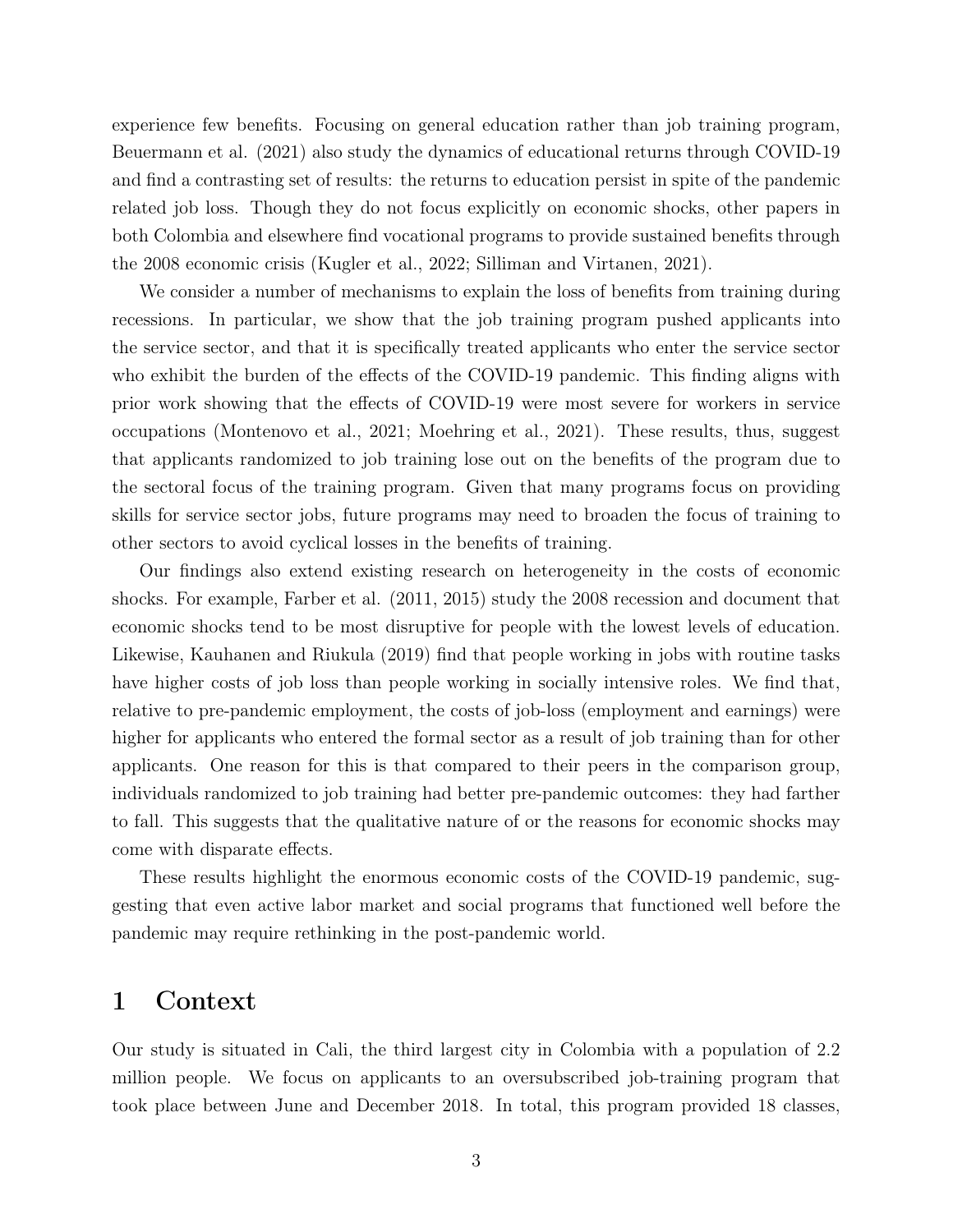experience few benefits. Focusing on general education rather than job training program, Beuermann et al. (2021) also study the dynamics of educational returns through COVID-19 and find a contrasting set of results: the returns to education persist in spite of the pandemic related job loss. Though they do not focus explicitly on economic shocks, other papers in both Colombia and elsewhere find vocational programs to provide sustained benefits through the 2008 economic crisis (Kugler et al., 2022; Silliman and Virtanen, 2021).

We consider a number of mechanisms to explain the loss of benefits from training during recessions. In particular, we show that the job training program pushed applicants into the service sector, and that it is specifically treated applicants who enter the service sector who exhibit the burden of the effects of the COVID-19 pandemic. This finding aligns with prior work showing that the effects of COVID-19 were most severe for workers in service occupations (Montenovo et al., 2021; Moehring et al., 2021). These results, thus, suggest that applicants randomized to job training lose out on the benefits of the program due to the sectoral focus of the training program. Given that many programs focus on providing skills for service sector jobs, future programs may need to broaden the focus of training to other sectors to avoid cyclical losses in the benefits of training.

Our findings also extend existing research on heterogeneity in the costs of economic shocks. For example, Farber et al. (2011, 2015) study the 2008 recession and document that economic shocks tend to be most disruptive for people with the lowest levels of education. Likewise, Kauhanen and Riukula (2019) find that people working in jobs with routine tasks have higher costs of job loss than people working in socially intensive roles. We find that, relative to pre-pandemic employment, the costs of job-loss (employment and earnings) were higher for applicants who entered the formal sector as a result of job training than for other applicants. One reason for this is that compared to their peers in the comparison group, individuals randomized to job training had better pre-pandemic outcomes: they had farther to fall. This suggests that the qualitative nature of or the reasons for economic shocks may come with disparate effects.

These results highlight the enormous economic costs of the COVID-19 pandemic, suggesting that even active labor market and social programs that functioned well before the pandemic may require rethinking in the post-pandemic world.

# 1 Context

Our study is situated in Cali, the third largest city in Colombia with a population of 2.2 million people. We focus on applicants to an oversubscribed job-training program that took place between June and December 2018. In total, this program provided 18 classes,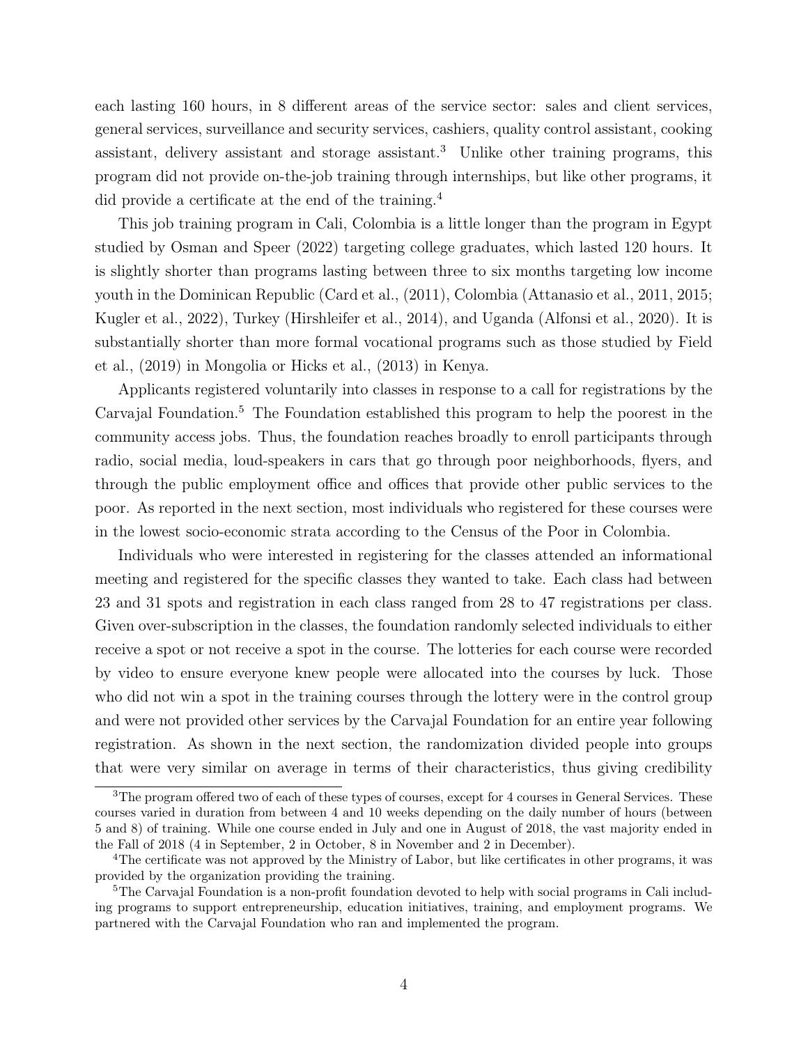each lasting 160 hours, in 8 different areas of the service sector: sales and client services, general services, surveillance and security services, cashiers, quality control assistant, cooking assistant, delivery assistant and storage assistant.[3] Unlike other training programs, this program did not provide on-the-job training through internships, but like other programs, it did provide a certificate at the end of the training.[4]

This job training program in Cali, Colombia is a little longer than the program in Egypt studied by Osman and Speer (2022) targeting college graduates, which lasted 120 hours. It is slightly shorter than programs lasting between three to six months targeting low income youth in the Dominican Republic (Card et al., (2011), Colombia (Attanasio et al., 2011, 2015; Kugler et al., 2022), Turkey (Hirshleifer et al., 2014), and Uganda (Alfonsi et al., 2020). It is substantially shorter than more formal vocational programs such as those studied by Field et al., (2019) in Mongolia or Hicks et al., (2013) in Kenya.

Applicants registered voluntarily into classes in response to a call for registrations by the Carvajal Foundation.[5] The Foundation established this program to help the poorest in the community access jobs. Thus, the foundation reaches broadly to enroll participants through radio, social media, loud-speakers in cars that go through poor neighborhoods, flyers, and through the public employment office and offices that provide other public services to the poor. As reported in the next section, most individuals who registered for these courses were in the lowest socio-economic strata according to the Census of the Poor in Colombia.

Individuals who were interested in registering for the classes attended an informational meeting and registered for the specific classes they wanted to take. Each class had between 23 and 31 spots and registration in each class ranged from 28 to 47 registrations per class. Given over-subscription in the classes, the foundation randomly selected individuals to either receive a spot or not receive a spot in the course. The lotteries for each course were recorded by video to ensure everyone knew people were allocated into the courses by luck. Those who did not win a spot in the training courses through the lottery were in the control group and were not provided other services by the Carvajal Foundation for an entire year following registration. As shown in the next section, the randomization divided people into groups that were very similar on average in terms of their characteristics, thus giving credibility

[3] The program offered two of each of these types of courses, except for 4 courses in General Services. These courses varied in duration from between 4 and 10 weeks depending on the daily number of hours (between 5 and 8) of training. While one course ended in July and one in August of 2018, the vast majority ended in the Fall of 2018 (4 in September, 2 in October, 8 in November and 2 in December).

[4] The certificate was not approved by the Ministry of Labor, but like certificates in other programs, it was provided by the organization providing the training.

[5] The Carvajal Foundation is a non-profit foundation devoted to help with social programs in Cali including programs to support entrepreneurship, education initiatives, training, and employment programs. We partnered with the Carvajal Foundation who ran and implemented the program.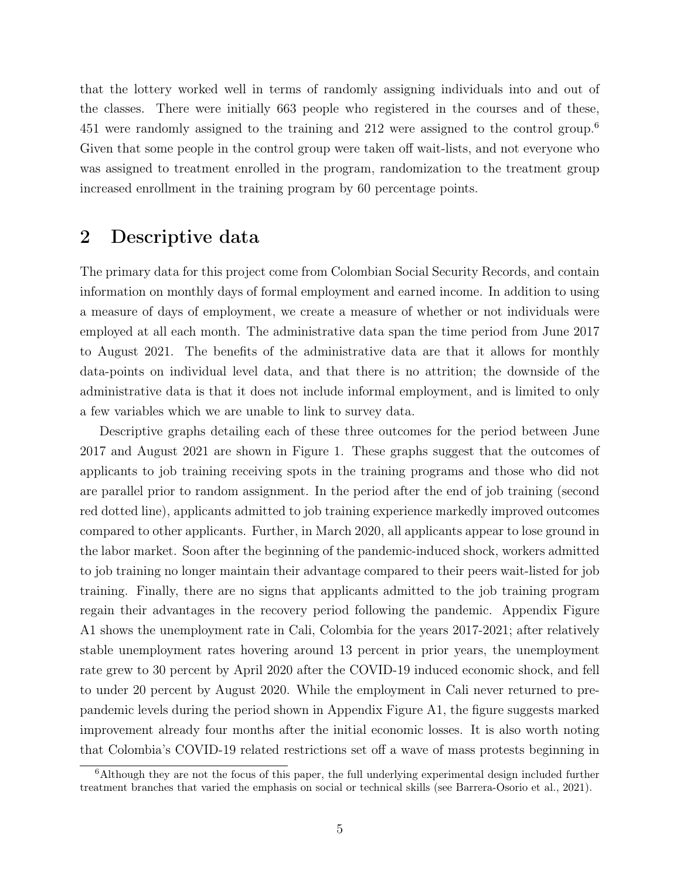that the lottery worked well in terms of randomly assigning individuals into and out of the classes. There were initially 663 people who registered in the courses and of these, 451 were randomly assigned to the training and 212 were assigned to the control group.[6] Given that some people in the control group were taken off wait-lists, and not everyone who was assigned to treatment enrolled in the program, randomization to the treatment group increased enrollment in the training program by 60 percentage points.

## 2 Descriptive data

The primary data for this project come from Colombian Social Security Records, and contain information on monthly days of formal employment and earned income. In addition to using a measure of days of employment, we create a measure of whether or not individuals were employed at all each month. The administrative data span the time period from June 2017 to August 2021. The benefits of the administrative data are that it allows for monthly data-points on individual level data, and that there is no attrition; the downside of the administrative data is that it does not include informal employment, and is limited to only a few variables which we are unable to link to survey data.

Descriptive graphs detailing each of these three outcomes for the period between June 2017 and August 2021 are shown in Figure 1. These graphs suggest that the outcomes of applicants to job training receiving spots in the training programs and those who did not are parallel prior to random assignment. In the period after the end of job training (second red dotted line), applicants admitted to job training experience markedly improved outcomes compared to other applicants. Further, in March 2020, all applicants appear to lose ground in the labor market. Soon after the beginning of the pandemic-induced shock, workers admitted to job training no longer maintain their advantage compared to their peers wait-listed for job training. Finally, there are no signs that applicants admitted to the job training program regain their advantages in the recovery period following the pandemic. Appendix Figure A1 shows the unemployment rate in Cali, Colombia for the years 2017-2021; after relatively stable unemployment rates hovering around 13 percent in prior years, the unemployment rate grew to 30 percent by April 2020 after the COVID-19 induced economic shock, and fell to under 20 percent by August 2020. While the employment in Cali never returned to pre-pandemic levels during the period shown in Appendix Figure A1, the figure suggests marked improvement already four months after the initial economic losses. It is also worth noting that Colombia's COVID-19 related restrictions set off a wave of mass protests beginning in

[6] Although they are not the focus of this paper, the full underlying experimental design included further treatment branches that varied the emphasis on social or technical skills (see Barrera-Osorio et al., 2021).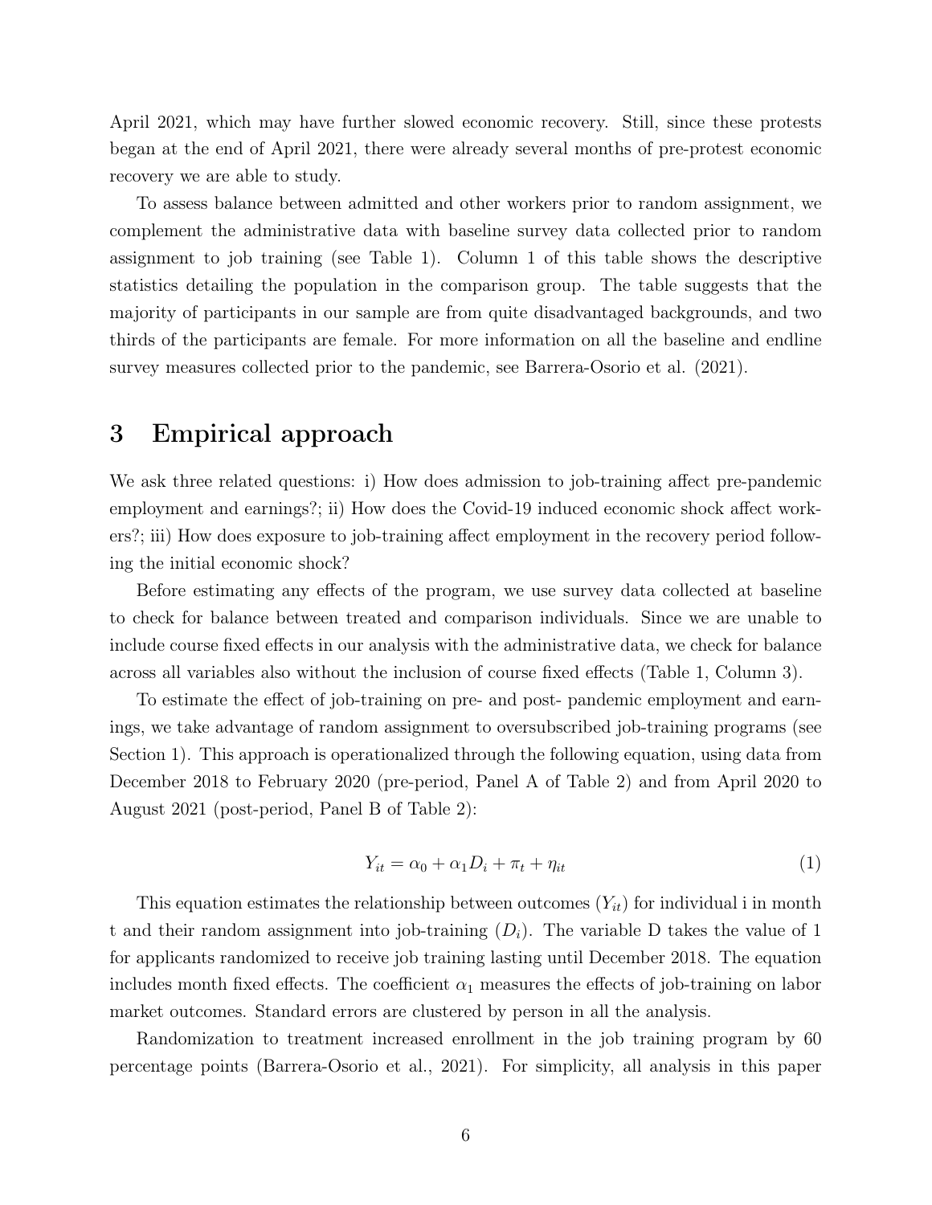April 2021, which may have further slowed economic recovery. Still, since these protests began at the end of April 2021, there were already several months of pre-protest economic recovery we are able to study.

To assess balance between admitted and other workers prior to random assignment, we complement the administrative data with baseline survey data collected prior to random assignment to job training (see Table 1). Column 1 of this table shows the descriptive statistics detailing the population in the comparison group. The table suggests that the majority of participants in our sample are from quite disadvantaged backgrounds, and two thirds of the participants are female. For more information on all the baseline and endline survey measures collected prior to the pandemic, see Barrera-Osorio et al. (2021).

# 3 Empirical approach

We ask three related questions: i) How does admission to job-training affect pre-pandemic employment and earnings?; ii) How does the Covid-19 induced economic shock affect workers?; iii) How does exposure to job-training affect employment in the recovery period following the initial economic shock?

Before estimating any effects of the program, we use survey data collected at baseline to check for balance between treated and comparison individuals. Since we are unable to include course fixed effects in our analysis with the administrative data, we check for balance across all variables also without the inclusion of course fixed effects (Table 1, Column 3).

To estimate the effect of job-training on pre- and post- pandemic employment and earnings, we take advantage of random assignment to oversubscribed job-training programs (see Section 1). This approach is operationalized through the following equation, using data from December 2018 to February 2020 (pre-period, Panel A of Table 2) and from April 2020 to August 2021 (post-period, Panel B of Table 2):

$$Y_{it} = \alpha_0 + \alpha_1 D_i + \pi_t + \eta_{it} \tag{1}$$

This equation estimates the relationship between outcomes ($Y_{it}$) for individual i in month t and their random assignment into job-training ($D_i$). The variable D takes the value of 1 for applicants randomized to receive job training lasting until December 2018. The equation includes month fixed effects. The coefficient $\alpha_1$ measures the effects of job-training on labor market outcomes. Standard errors are clustered by person in all the analysis.

Randomization to treatment increased enrollment in the job training program by 60 percentage points (Barrera-Osorio et al., 2021). For simplicity, all analysis in this paper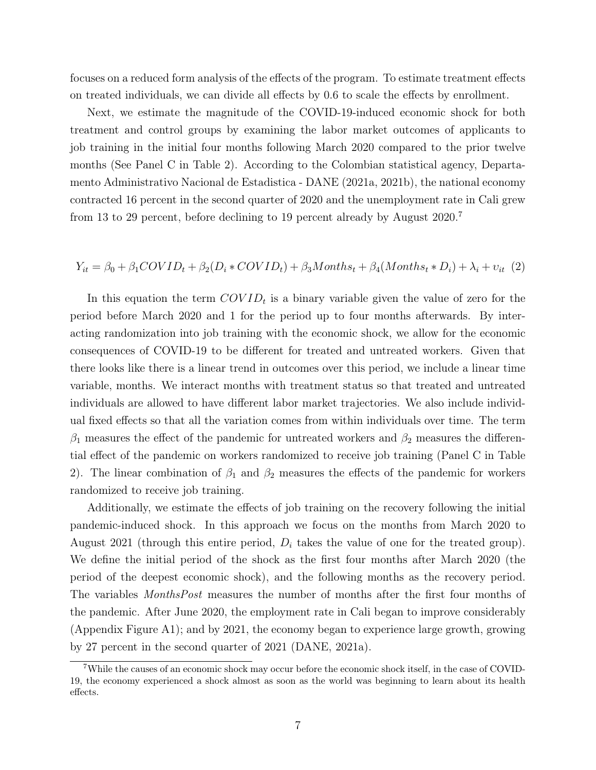focuses on a reduced form analysis of the effects of the program. To estimate treatment effects on treated individuals, we can divide all effects by 0.6 to scale the effects by enrollment.

Next, we estimate the magnitude of the COVID-19-induced economic shock for both treatment and control groups by examining the labor market outcomes of applicants to job training in the initial four months following March 2020 compared to the prior twelve months (See Panel C in Table 2). According to the Colombian statistical agency, Departamento Administrativo Nacional de Estadistica - DANE (2021a, 2021b), the national economy contracted 16 percent in the second quarter of 2020 and the unemployment rate in Cali grew from 13 to 29 percent, before declining to 19 percent already by August 2020.[7]

$$Y_{it} = \beta_0 + \beta_1 COVID_t + \beta_2 (D_i * COVID_t) + \beta_3 Months_t + \beta_4 (Months_t * D_i) + \lambda_i + \upsilon_{it} \quad (2)$$

In this equation the term $COVID_t$ is a binary variable given the value of zero for the period before March 2020 and 1 for the period up to four months afterwards. By interacting randomization into job training with the economic shock, we allow for the economic consequences of COVID-19 to be different for treated and untreated workers. Given that there looks like there is a linear trend in outcomes over this period, we include a linear time variable, months. We interact months with treatment status so that treated and untreated individuals are allowed to have different labor market trajectories. We also include individual fixed effects so that all the variation comes from within individuals over time. The term $\beta_1$ measures the effect of the pandemic for untreated workers and $\beta_2$ measures the differential effect of the pandemic on workers randomized to receive job training (Panel C in Table 2). The linear combination of $\beta_1$ and $\beta_2$ measures the effects of the pandemic for workers randomized to receive job training.

Additionally, we estimate the effects of job training on the recovery following the initial pandemic-induced shock. In this approach we focus on the months from March 2020 to August 2021 (through this entire period, $D_i$ takes the value of one for the treated group). We define the initial period of the shock as the first four months after March 2020 (the period of the deepest economic shock), and the following months as the recovery period. The variables *MonthsPost* measures the number of months after the first four months of the pandemic. After June 2020, the employment rate in Cali began to improve considerably (Appendix Figure A1); and by 2021, the economy began to experience large growth, growing by 27 percent in the second quarter of 2021 (DANE, 2021a).

[7] While the causes of an economic shock may occur before the economic shock itself, in the case of COVID-19, the economy experienced a shock almost as soon as the world was beginning to learn about its health effects.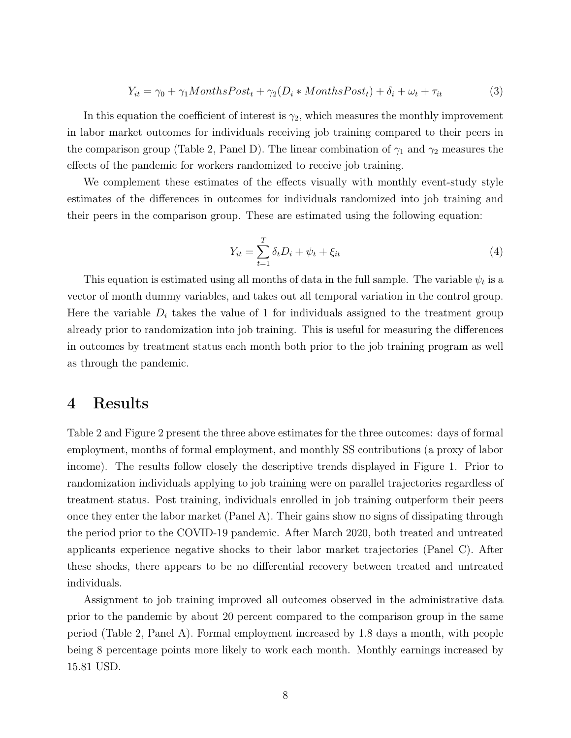$$Y_{it} = \gamma_0 + \gamma_1 MonthsPost_t + \gamma_2 (D_i * MonthsPost_t) + \delta_i + \omega_t + \tau_{it} \tag{3}$$

In this equation the coefficient of interest is $\gamma_2$, which measures the monthly improvement in labor market outcomes for individuals receiving job training compared to their peers in the comparison group (Table 2, Panel D). The linear combination of $\gamma_1$ and $\gamma_2$ measures the effects of the pandemic for workers randomized to receive job training.

We complement these estimates of the effects visually with monthly event-study style estimates of the differences in outcomes for individuals randomized into job training and their peers in the comparison group. These are estimated using the following equation:

$$Y_{it} = \sum_{t=1}^{T} \delta_t D_i + \psi_t + \xi_{it} \tag{4}$$

This equation is estimated using all months of data in the full sample. The variable $\psi_t$ is a vector of month dummy variables, and takes out all temporal variation in the control group. Here the variable $D_i$ takes the value of 1 for individuals assigned to the treatment group already prior to randomization into job training. This is useful for measuring the differences in outcomes by treatment status each month both prior to the job training program as well as through the pandemic.

# 4 Results

Table 2 and Figure 2 present the three above estimates for the three outcomes: days of formal employment, months of formal employment, and monthly SS contributions (a proxy of labor income). The results follow closely the descriptive trends displayed in Figure 1. Prior to randomization individuals applying to job training were on parallel trajectories regardless of treatment status. Post training, individuals enrolled in job training outperform their peers once they enter the labor market (Panel A). Their gains show no signs of dissipating through the period prior to the COVID-19 pandemic. After March 2020, both treated and untreated applicants experience negative shocks to their labor market trajectories (Panel C). After these shocks, there appears to be no differential recovery between treated and untreated individuals.

Assignment to job training improved all outcomes observed in the administrative data prior to the pandemic by about 20 percent compared to the comparison group in the same period (Table 2, Panel A). Formal employment increased by 1.8 days a month, with people being 8 percentage points more likely to work each month. Monthly earnings increased by 15.81 USD.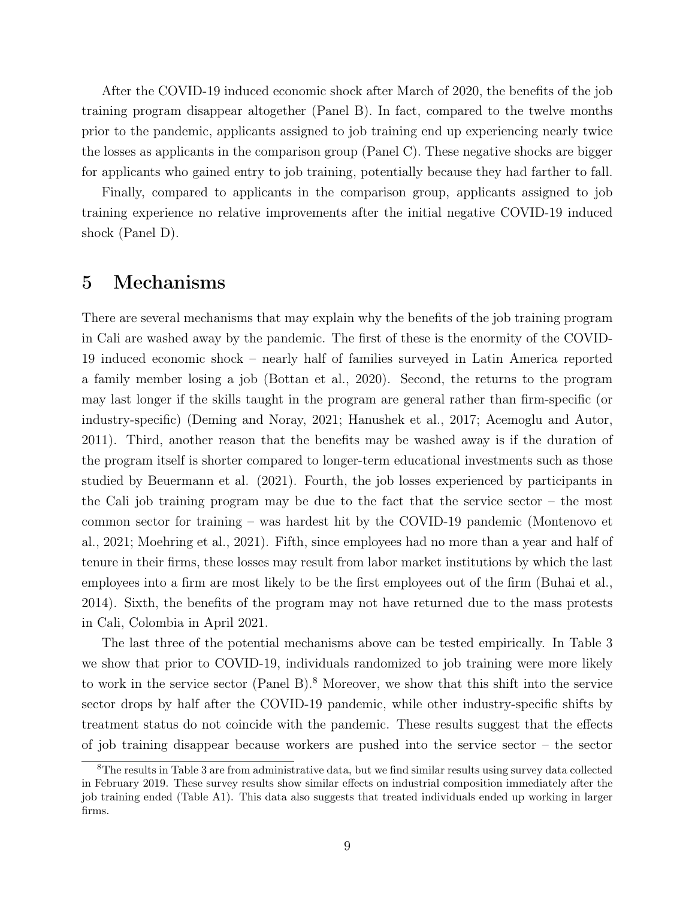After the COVID-19 induced economic shock after March of 2020, the benefits of the job training program disappear altogether (Panel B). In fact, compared to the twelve months prior to the pandemic, applicants assigned to job training end up experiencing nearly twice the losses as applicants in the comparison group (Panel C). These negative shocks are bigger for applicants who gained entry to job training, potentially because they had farther to fall.

Finally, compared to applicants in the comparison group, applicants assigned to job training experience no relative improvements after the initial negative COVID-19 induced shock (Panel D).

# 5 Mechanisms

There are several mechanisms that may explain why the benefits of the job training program in Cali are washed away by the pandemic. The first of these is the enormity of the COVID-19 induced economic shock – nearly half of families surveyed in Latin America reported a family member losing a job (Bottan et al., 2020). Second, the returns to the program may last longer if the skills taught in the program are general rather than firm-specific (or industry-specific) (Deming and Noray, 2021; Hanushek et al., 2017; Acemoglu and Autor, 2011). Third, another reason that the benefits may be washed away is if the duration of the program itself is shorter compared to longer-term educational investments such as those studied by Beuermann et al. (2021). Fourth, the job losses experienced by participants in the Cali job training program may be due to the fact that the service sector – the most common sector for training – was hardest hit by the COVID-19 pandemic (Montenovo et al., 2021; Moehring et al., 2021). Fifth, since employees had no more than a year and half of tenure in their firms, these losses may result from labor market institutions by which the last employees into a firm are most likely to be the first employees out of the firm (Buhai et al., 2014). Sixth, the benefits of the program may not have returned due to the mass protests in Cali, Colombia in April 2021.

The last three of the potential mechanisms above can be tested empirically. In Table 3 we show that prior to COVID-19, individuals randomized to job training were more likely to work in the service sector (Panel B).[8] Moreover, we show that this shift into the service sector drops by half after the COVID-19 pandemic, while other industry-specific shifts by treatment status do not coincide with the pandemic. These results suggest that the effects of job training disappear because workers are pushed into the service sector – the sector

[8] The results in Table 3 are from administrative data, but we find similar results using survey data collected in February 2019. These survey results show similar effects on industrial composition immediately after the job training ended (Table A1). This data also suggests that treated individuals ended up working in larger firms.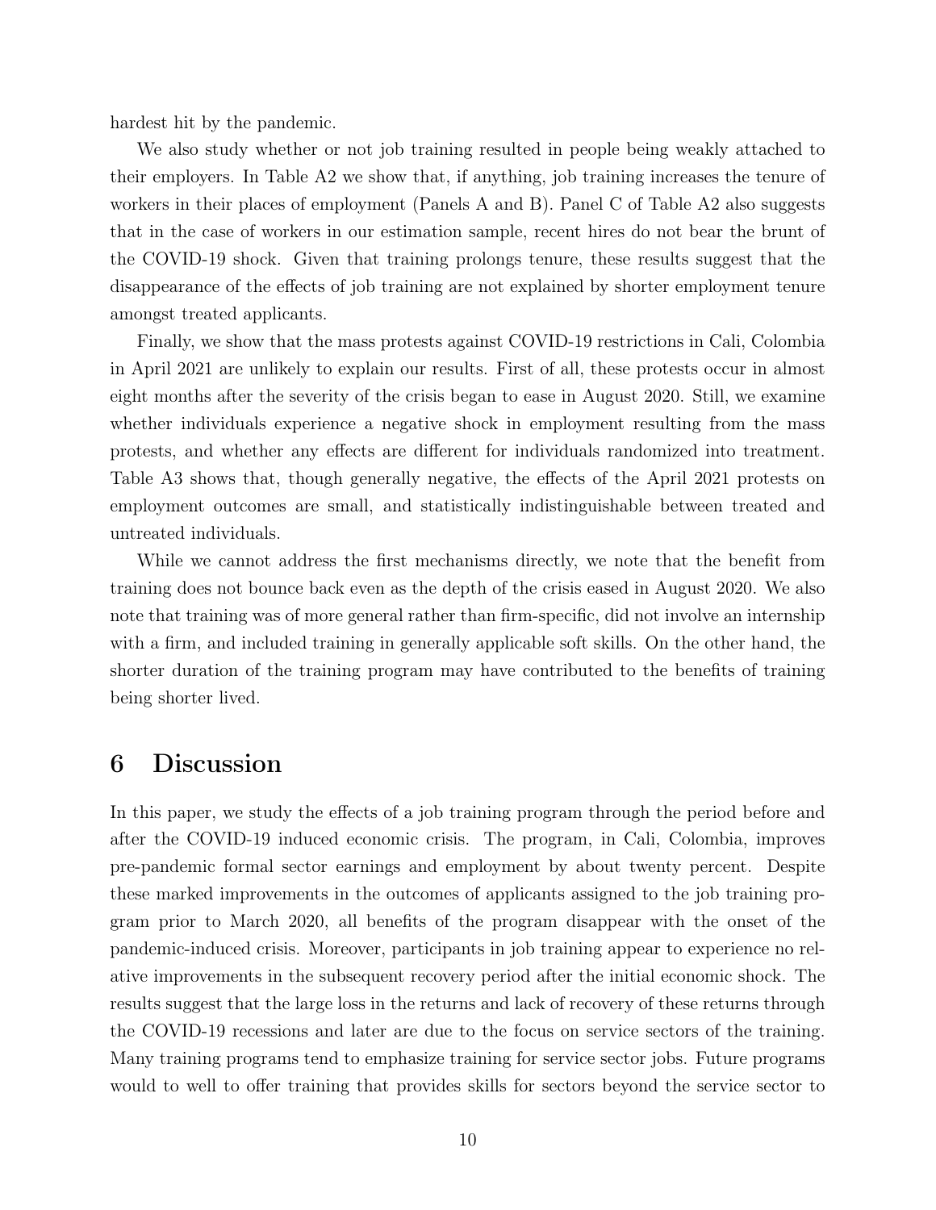hardest hit by the pandemic.

We also study whether or not job training resulted in people being weakly attached to their employers. In Table A2 we show that, if anything, job training increases the tenure of workers in their places of employment (Panels A and B). Panel C of Table A2 also suggests that in the case of workers in our estimation sample, recent hires do not bear the brunt of the COVID-19 shock. Given that training prolongs tenure, these results suggest that the disappearance of the effects of job training are not explained by shorter employment tenure amongst treated applicants.

Finally, we show that the mass protests against COVID-19 restrictions in Cali, Colombia in April 2021 are unlikely to explain our results. First of all, these protests occur in almost eight months after the severity of the crisis began to ease in August 2020. Still, we examine whether individuals experience a negative shock in employment resulting from the mass protests, and whether any effects are different for individuals randomized into treatment. Table A3 shows that, though generally negative, the effects of the April 2021 protests on employment outcomes are small, and statistically indistinguishable between treated and untreated individuals.

While we cannot address the first mechanisms directly, we note that the benefit from training does not bounce back even as the depth of the crisis eased in August 2020. We also note that training was of more general rather than firm-specific, did not involve an internship with a firm, and included training in generally applicable soft skills. On the other hand, the shorter duration of the training program may have contributed to the benefits of training being shorter lived.

# 6 Discussion

In this paper, we study the effects of a job training program through the period before and after the COVID-19 induced economic crisis. The program, in Cali, Colombia, improves pre-pandemic formal sector earnings and employment by about twenty percent. Despite these marked improvements in the outcomes of applicants assigned to the job training program prior to March 2020, all benefits of the program disappear with the onset of the pandemic-induced crisis. Moreover, participants in job training appear to experience no relative improvements in the subsequent recovery period after the initial economic shock. The results suggest that the large loss in the returns and lack of recovery of these returns through the COVID-19 recessions and later are due to the focus on service sectors of the training. Many training programs tend to emphasize training for service sector jobs. Future programs would to well to offer training that provides skills for sectors beyond the service sector to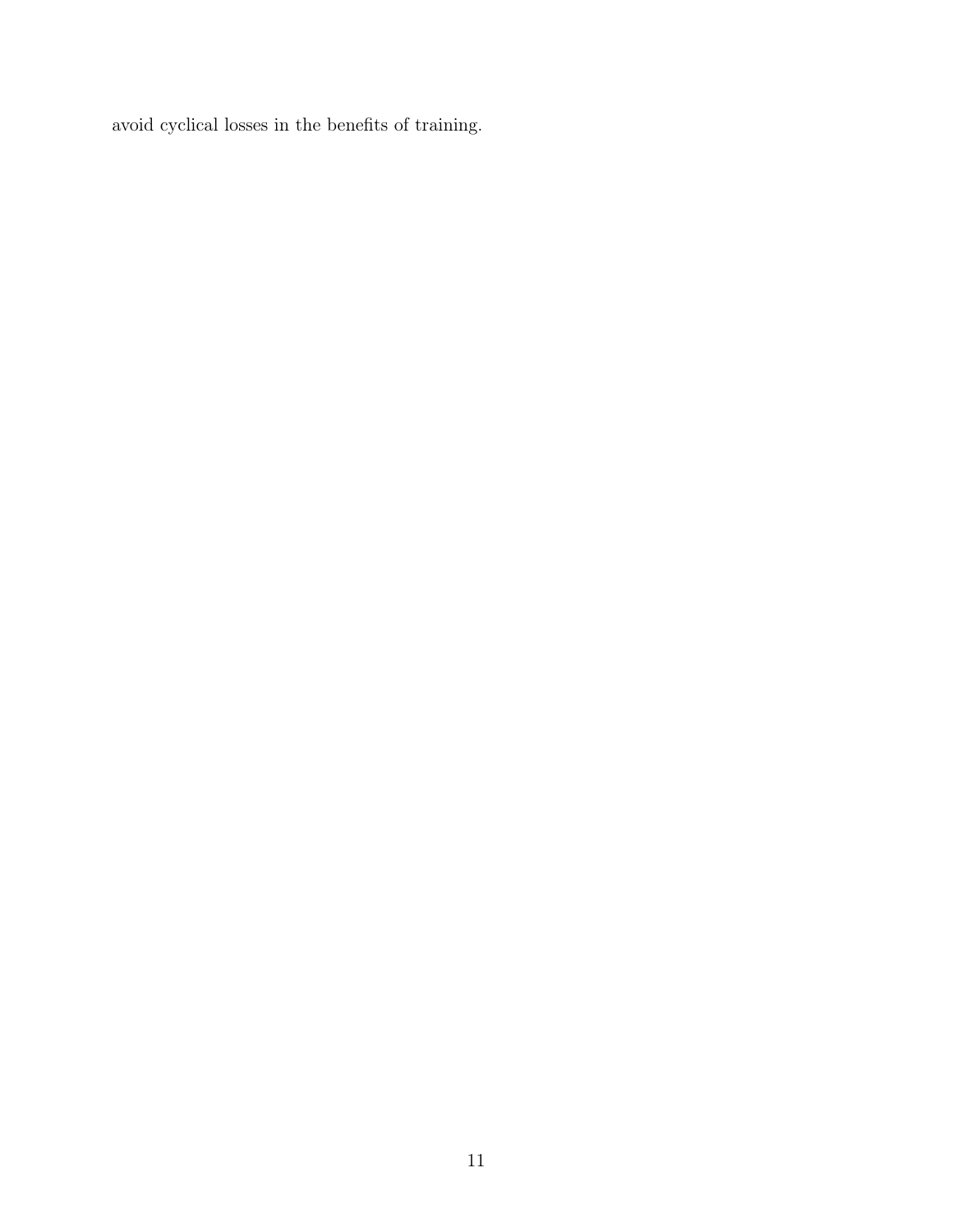avoid cyclical losses in the benefits of training.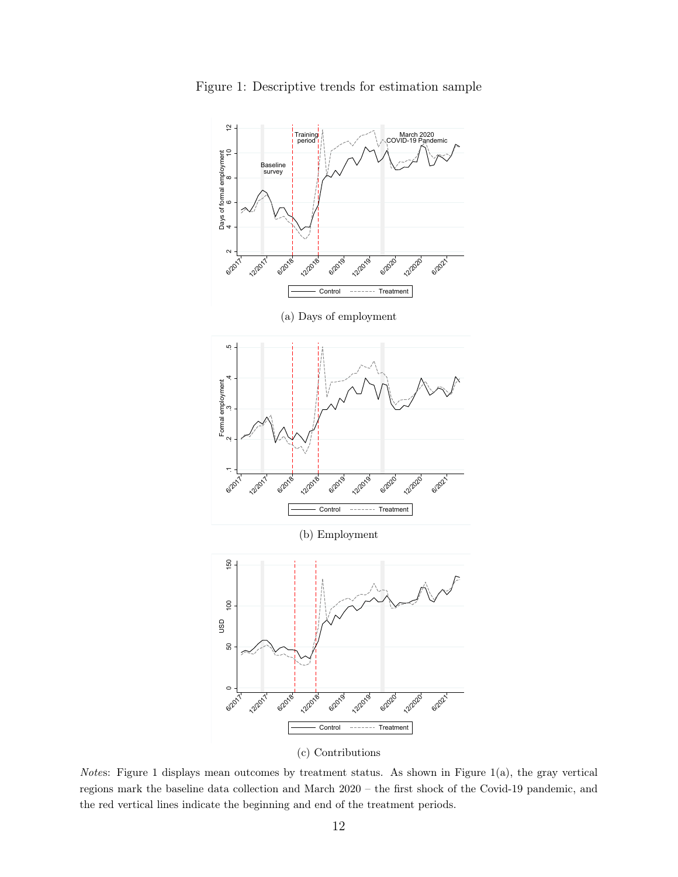Figure 1: Descriptive trends for estimation sample

(a) Days of employment

(b) Employment

(c) Contributions

*Notes*: Figure 1 displays mean outcomes by treatment status. As shown in Figure 1(a), the gray vertical regions mark the baseline data collection and March 2020 – the first shock of the Covid-19 pandemic, and the red vertical lines indicate the beginning and end of the treatment periods.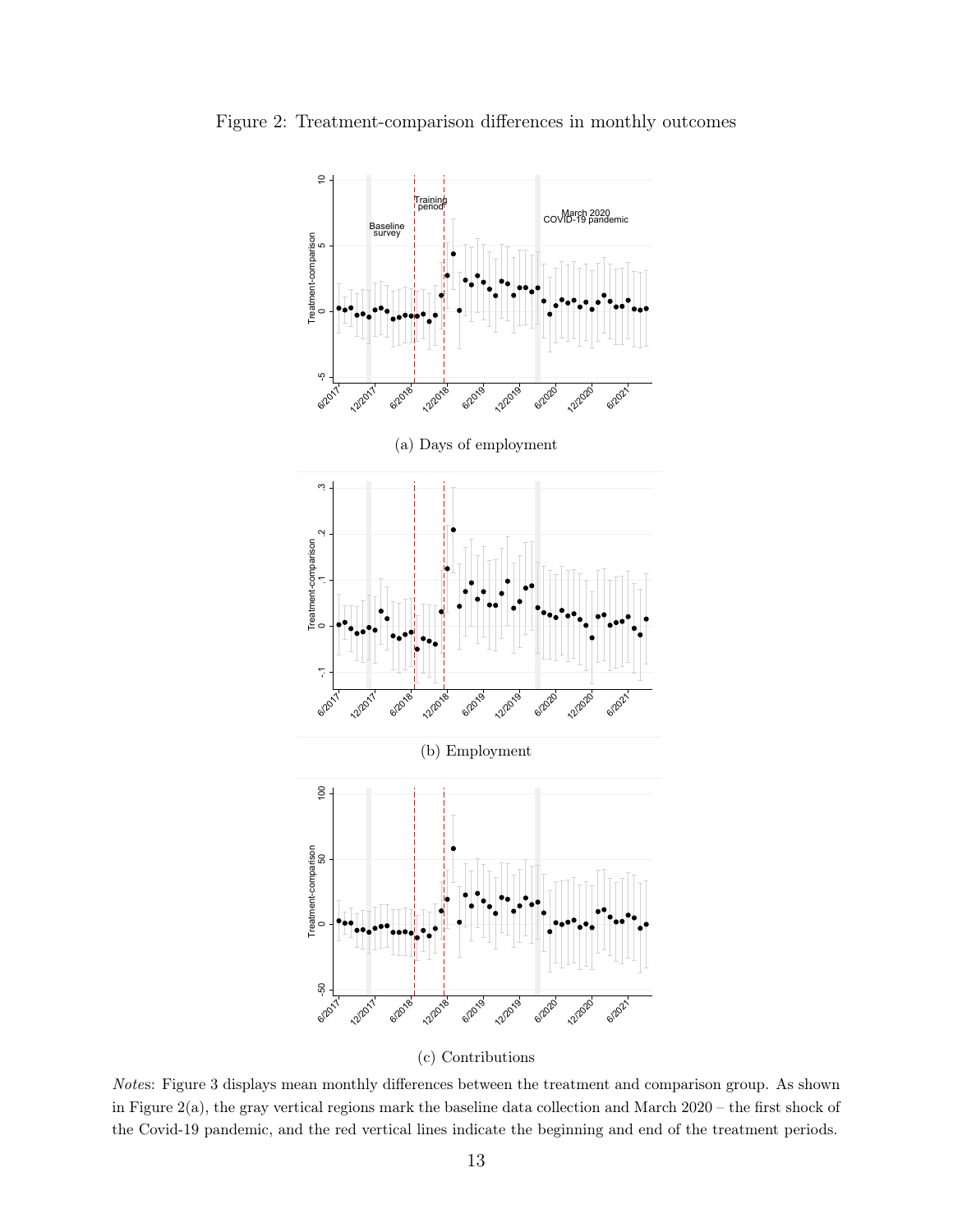Figure 2: Treatment-comparison differences in monthly outcomes

(a) Days of employment

(b) Employment

(c) Contributions

*Notes*: Figure 3 displays mean monthly differences between the treatment and comparison group. As shown in Figure 2(a), the gray vertical regions mark the baseline data collection and March 2020 – the first shock of the Covid-19 pandemic, and the red vertical lines indicate the beginning and end of the treatment periods.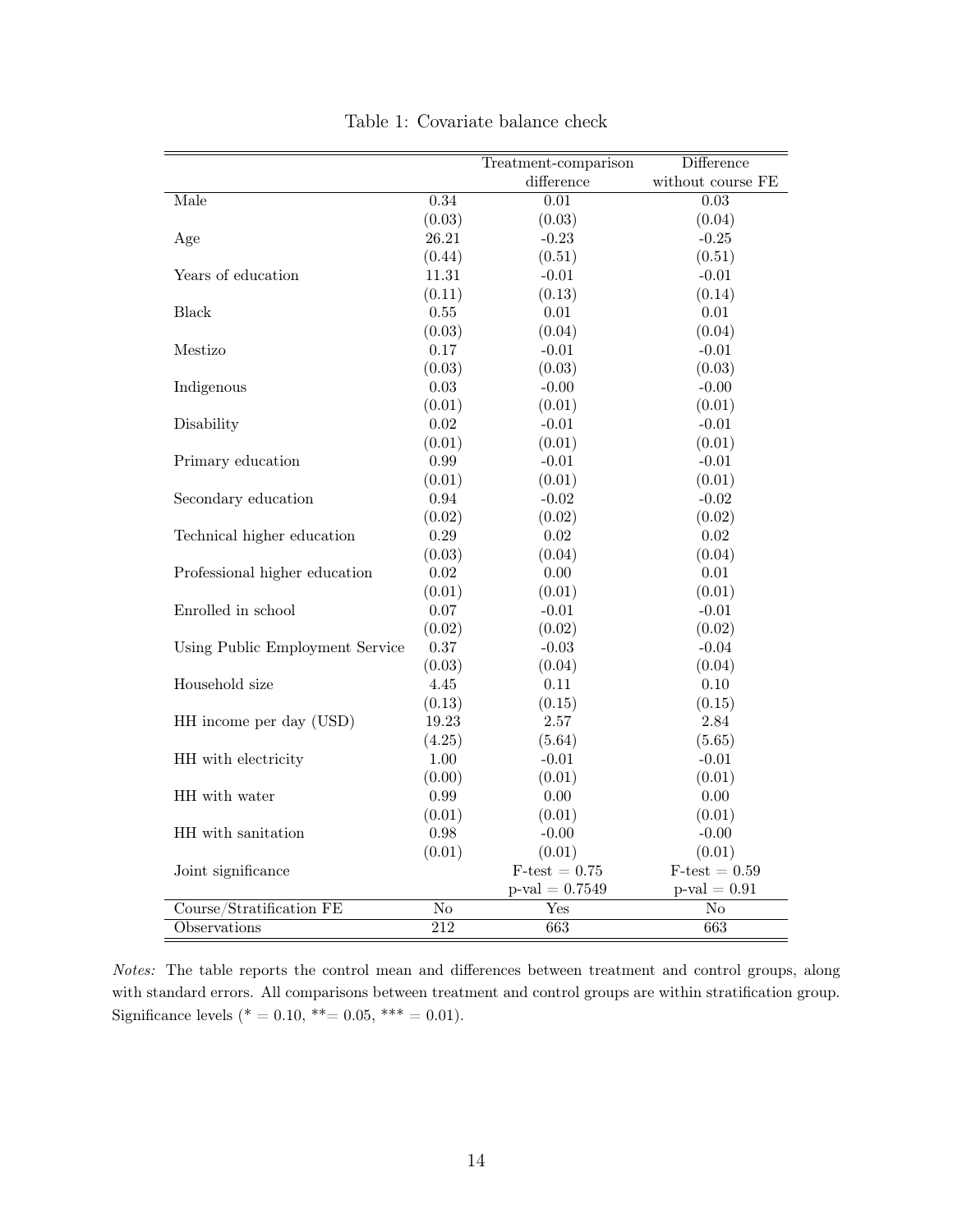Table 1: Covariate balance check

| | | Treatment-comparison difference | Difference without course FE |
|---|---|---|---|
| Male | 0.34 | 0.01 | 0.03 |
| | (0.03) | (0.03) | (0.04) |
| Age | 26.21 | -0.23 | -0.25 |
| | (0.44) | (0.51) | (0.51) |
| Years of education | 11.31 | -0.01 | -0.01 |
| | (0.11) | (0.13) | (0.14) |
| Black | 0.55 | 0.01 | 0.01 |
| | (0.03) | (0.04) | (0.04) |
| Mestizo | 0.17 | -0.01 | -0.01 |
| | (0.03) | (0.03) | (0.03) |
| Indigenous | 0.03 | -0.00 | -0.00 |
| | (0.01) | (0.01) | (0.01) |
| Disability | 0.02 | -0.01 | -0.01 |
| | (0.01) | (0.01) | (0.01) |
| Primary education | 0.99 | -0.01 | -0.01 |
| | (0.01) | (0.01) | (0.01) |
| Secondary education | 0.94 | -0.02 | -0.02 |
| | (0.02) | (0.02) | (0.02) |
| Technical higher education | 0.29 | 0.02 | 0.02 |
| | (0.03) | (0.04) | (0.04) |
| Professional higher education | 0.02 | 0.00 | 0.01 |
| | (0.01) | (0.01) | (0.01) |
| Enrolled in school | 0.07 | -0.01 | -0.01 |
| | (0.02) | (0.02) | (0.02) |
| Using Public Employment Service | 0.37 | -0.03 | -0.04 |
| | (0.03) | (0.04) | (0.04) |
| Household size | 4.45 | 0.11 | 0.10 |
| | (0.13) | (0.15) | (0.15) |
| HH income per day (USD) | 19.23 | 2.57 | 2.84 |
| | (4.25) | (5.64) | (5.65) |
| HH with electricity | 1.00 | -0.01 | -0.01 |
| | (0.00) | (0.01) | (0.01) |
| HH with water | 0.99 | 0.00 | 0.00 |
| | (0.01) | (0.01) | (0.01) |
| HH with sanitation | 0.98 | -0.00 | -0.00 |
| | (0.01) | (0.01) | (0.01) |
| Joint significance | | F-test = 0.75 | F-test = 0.59 |
| | | p-val = 0.7549 | p-val = 0.91 |
| Course/Stratification FE | No | Yes | No |
| Observations | 212 | 663 | 663 |

*Notes:* The table reports the control mean and differences between treatment and control groups, along with standard errors. All comparisons between treatment and control groups are within stratification group. Significance levels (* = 0.10, **= 0.05, *** = 0.01).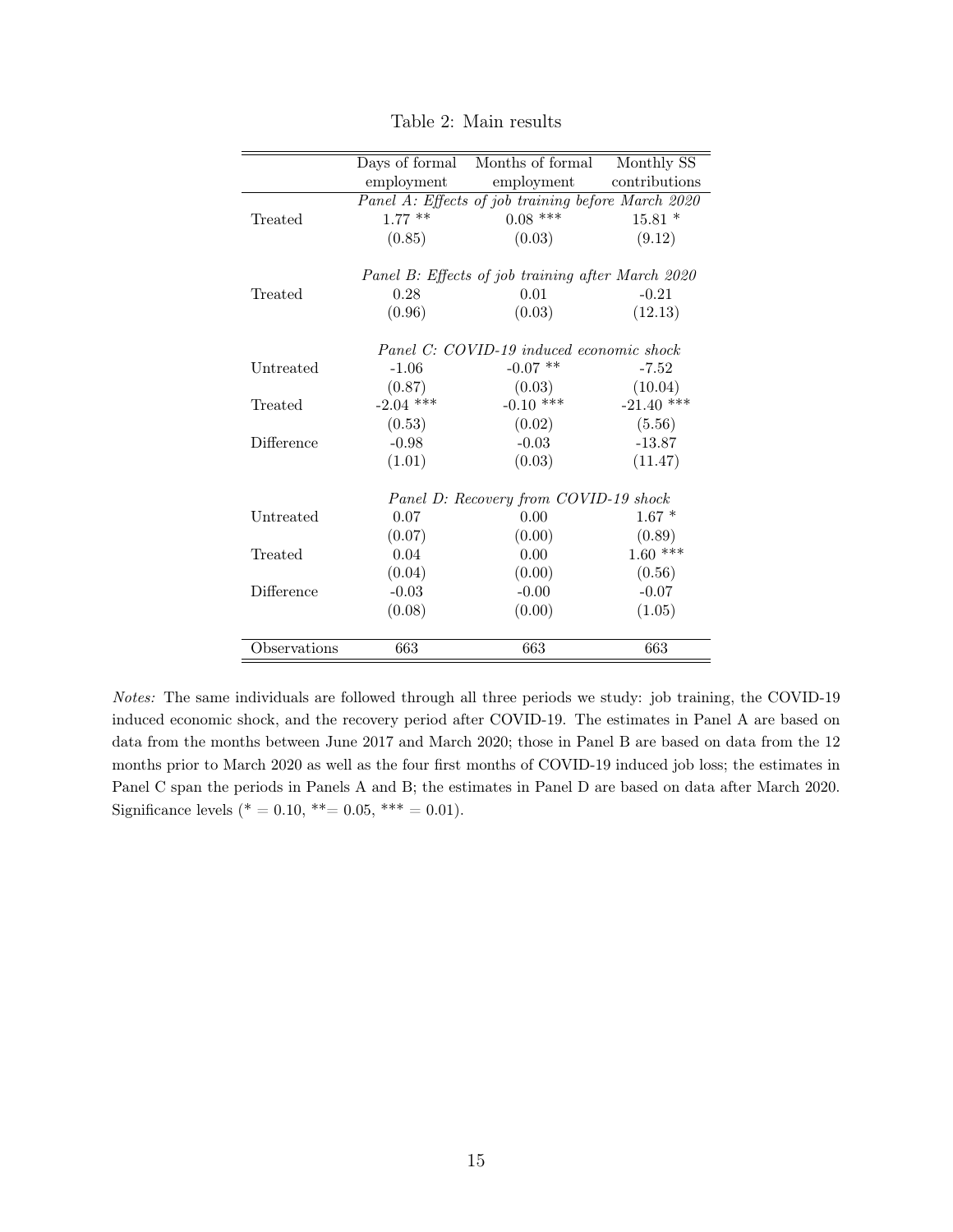Table 2: Main results

| | Days of formal employment | Months of formal employment | Monthly SS contributions |
|---|---|---|---|
| | *Panel A: Effects of job training before March 2020* | | |
| Treated | 1.77 ** | 0.08 *** | 15.81 * |
| | (0.85) | (0.03) | (9.12) |
| | *Panel B: Effects of job training after March 2020* | | |
| Treated | 0.28 | 0.01 | -0.21 |
| | (0.96) | (0.03) | (12.13) |
| | *Panel C: COVID-19 induced economic shock* | | |
| Untreated | -1.06 | -0.07 ** | -7.52 |
| | (0.87) | (0.03) | (10.04) |
| Treated | -2.04 *** | -0.10 *** | -21.40 *** |
| | (0.53) | (0.02) | (5.56) |
| Difference | -0.98 | -0.03 | -13.87 |
| | (1.01) | (0.03) | (11.47) |
| | *Panel D: Recovery from COVID-19 shock* | | |
| Untreated | 0.07 | 0.00 | 1.67 * |
| | (0.07) | (0.00) | (0.89) |
| Treated | 0.04 | 0.00 | 1.60 *** |
| | (0.04) | (0.00) | (0.56) |
| Difference | -0.03 | -0.00 | -0.07 |
| | (0.08) | (0.00) | (1.05) |
| Observations | 663 | 663 | 663 |

*Notes:* The same individuals are followed through all three periods we study: job training, the COVID-19 induced economic shock, and the recovery period after COVID-19. The estimates in Panel A are based on data from the months between June 2017 and March 2020; those in Panel B are based on data from the 12 months prior to March 2020 as well as the four first months of COVID-19 induced job loss; the estimates in Panel C span the periods in Panels A and B; the estimates in Panel D are based on data after March 2020. Significance levels (* = 0.10, **= 0.05, *** = 0.01).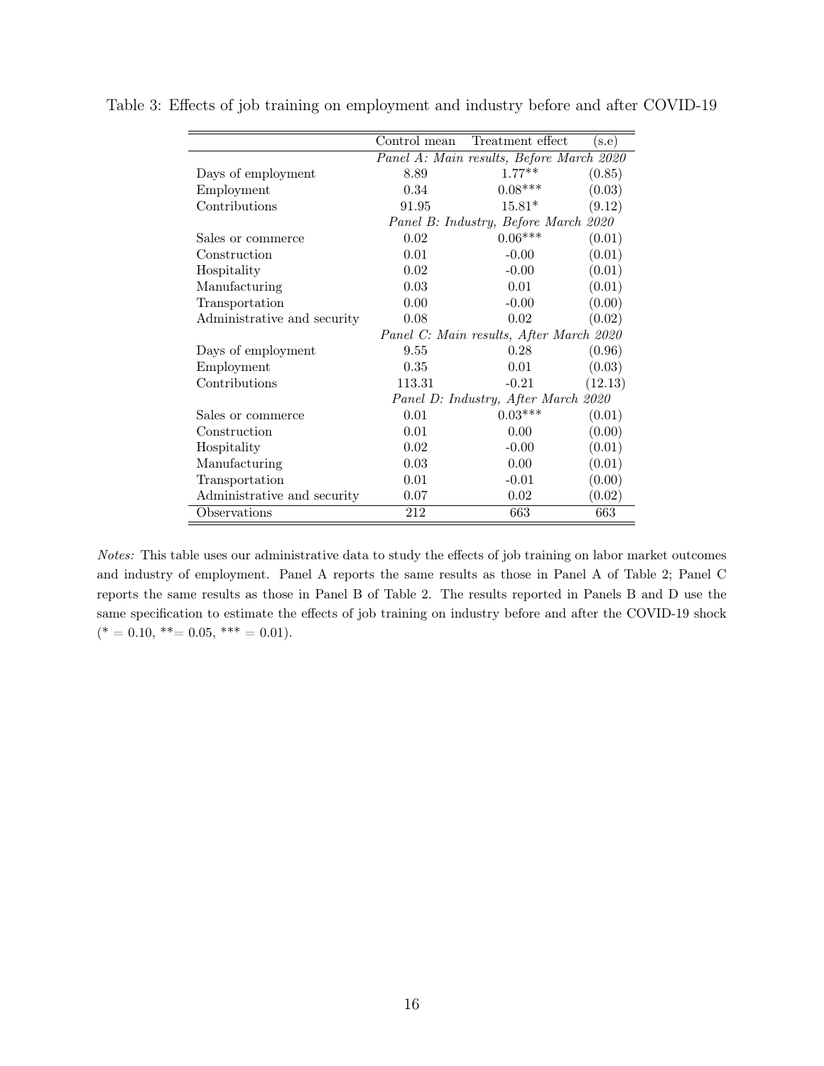Table 3: Effects of job training on employment and industry before and after COVID-19

| | Control mean | Treatment effect | (s.e) |
|---|---|---|---|
| | *Panel A: Main results, Before March 2020* | | |
| Days of employment | 8.89 | 1.77** | (0.85) |
| Employment | 0.34 | 0.08*** | (0.03) |
| Contributions | 91.95 | 15.81* | (9.12) |
| | *Panel B: Industry, Before March 2020* | | |
| Sales or commerce | 0.02 | 0.06*** | (0.01) |
| Construction | 0.01 | -0.00 | (0.01) |
| Hospitality | 0.02 | -0.00 | (0.01) |
| Manufacturing | 0.03 | 0.01 | (0.01) |
| Transportation | 0.00 | -0.00 | (0.00) |
| Administrative and security | 0.08 | 0.02 | (0.02) |
| | *Panel C: Main results, After March 2020* | | |
| Days of employment | 9.55 | 0.28 | (0.96) |
| Employment | 0.35 | 0.01 | (0.03) |
| Contributions | 113.31 | -0.21 | (12.13) |
| | *Panel D: Industry, After March 2020* | | |
| Sales or commerce | 0.01 | 0.03*** | (0.01) |
| Construction | 0.01 | 0.00 | (0.00) |
| Hospitality | 0.02 | -0.00 | (0.01) |
| Manufacturing | 0.03 | 0.00 | (0.01) |
| Transportation | 0.01 | -0.01 | (0.00) |
| Administrative and security | 0.07 | 0.02 | (0.02) |
| Observations | 212 | 663 | 663 |

*Notes:* This table uses our administrative data to study the effects of job training on labor market outcomes and industry of employment. Panel A reports the same results as those in Panel A of Table 2; Panel C reports the same results as those in Panel B of Table 2. The results reported in Panels B and D use the same specification to estimate the effects of job training on industry before and after the COVID-19 shock (* = 0.10, **= 0.05, *** = 0.01).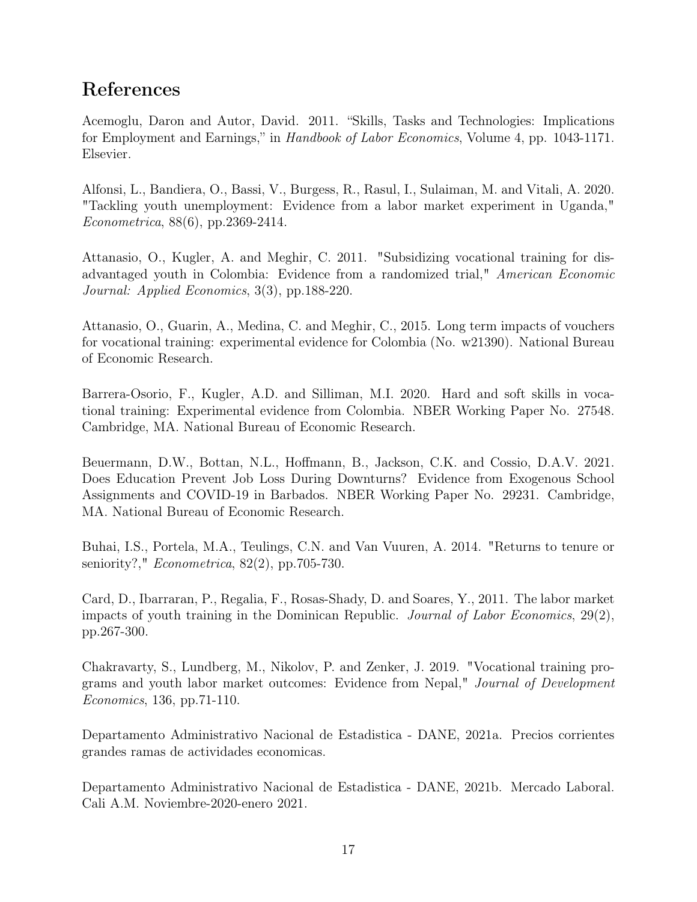## References

Acemoglu, Daron and Autor, David. 2011. "Skills, Tasks and Technologies: Implications for Employment and Earnings," in *Handbook of Labor Economics*, Volume 4, pp. 1043-1171. Elsevier.

Alfonsi, L., Bandiera, O., Bassi, V., Burgess, R., Rasul, I., Sulaiman, M. and Vitali, A. 2020. "Tackling youth unemployment: Evidence from a labor market experiment in Uganda," *Econometrica*, 88(6), pp.2369-2414.

Attanasio, O., Kugler, A. and Meghir, C. 2011. "Subsidizing vocational training for disadvantaged youth in Colombia: Evidence from a randomized trial," *American Economic Journal: Applied Economics*, 3(3), pp.188-220.

Attanasio, O., Guarin, A., Medina, C. and Meghir, C., 2015. Long term impacts of vouchers for vocational training: experimental evidence for Colombia (No. w21390). National Bureau of Economic Research.

Barrera-Osorio, F., Kugler, A.D. and Silliman, M.I. 2020. Hard and soft skills in vocational training: Experimental evidence from Colombia. NBER Working Paper No. 27548. Cambridge, MA. National Bureau of Economic Research.

Beuermann, D.W., Bottan, N.L., Hoffmann, B., Jackson, C.K. and Cossio, D.A.V. 2021. Does Education Prevent Job Loss During Downturns? Evidence from Exogenous School Assignments and COVID-19 in Barbados. NBER Working Paper No. 29231. Cambridge, MA. National Bureau of Economic Research.

Buhai, I.S., Portela, M.A., Teulings, C.N. and Van Vuuren, A. 2014. "Returns to tenure or seniority?," *Econometrica*, 82(2), pp.705-730.

Card, D., Ibarraran, P., Regalia, F., Rosas-Shady, D. and Soares, Y., 2011. The labor market impacts of youth training in the Dominican Republic. *Journal of Labor Economics*, 29(2), pp.267-300.

Chakravarty, S., Lundberg, M., Nikolov, P. and Zenker, J. 2019. "Vocational training programs and youth labor market outcomes: Evidence from Nepal," *Journal of Development Economics*, 136, pp.71-110.

Departamento Administrativo Nacional de Estadistica - DANE, 2021a. Precios corrientes grandes ramas de actividades economicas.

Departamento Administrativo Nacional de Estadistica - DANE, 2021b. Mercado Laboral. Cali A.M. Noviembre-2020-enero 2021.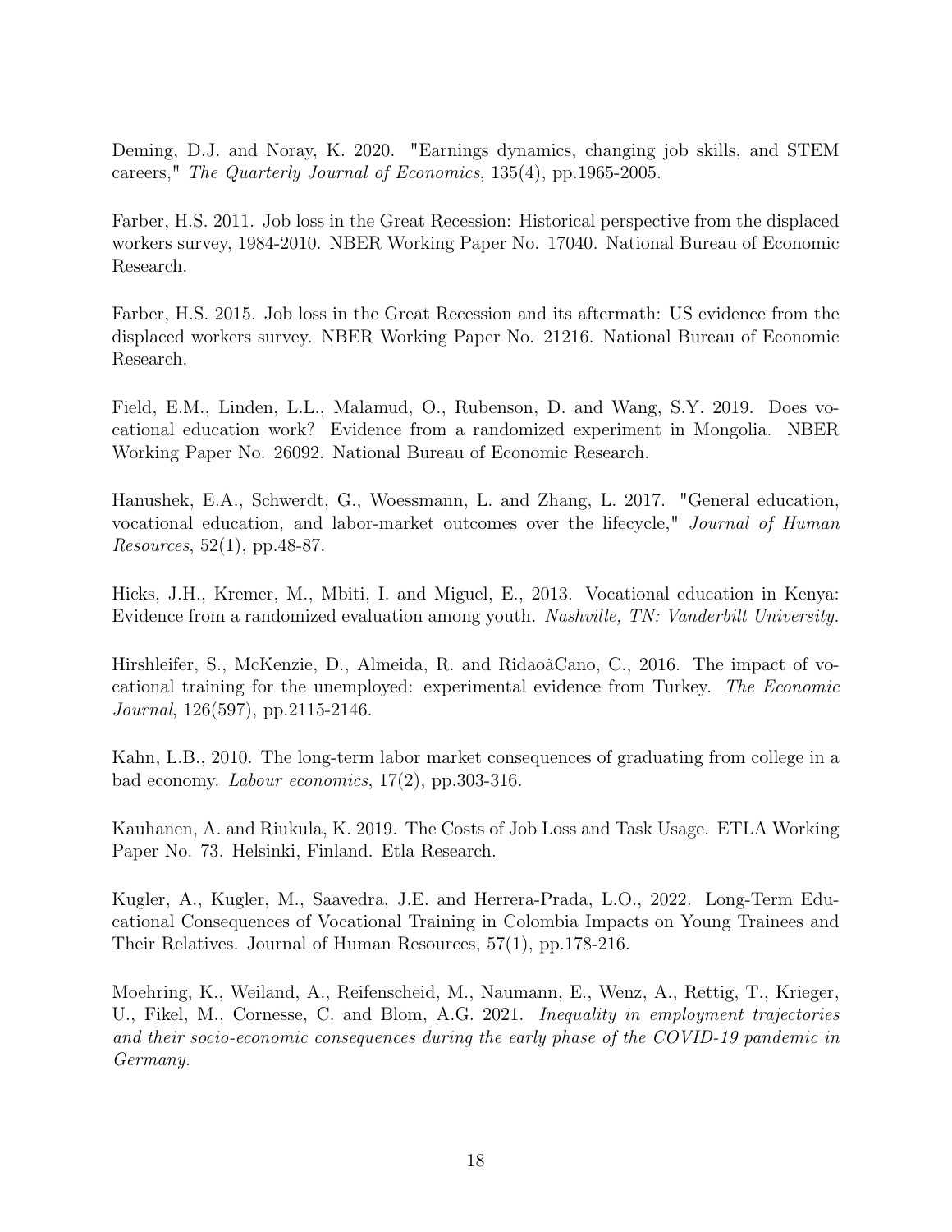Deming, D.J. and Noray, K. 2020. "Earnings dynamics, changing job skills, and STEM careers," *The Quarterly Journal of Economics*, 135(4), pp.1965-2005.

Farber, H.S. 2011. Job loss in the Great Recession: Historical perspective from the displaced workers survey, 1984-2010. NBER Working Paper No. 17040. National Bureau of Economic Research.

Farber, H.S. 2015. Job loss in the Great Recession and its aftermath: US evidence from the displaced workers survey. NBER Working Paper No. 21216. National Bureau of Economic Research.

Field, E.M., Linden, L.L., Malamud, O., Rubenson, D. and Wang, S.Y. 2019. Does vocational education work? Evidence from a randomized experiment in Mongolia. NBER Working Paper No. 26092. National Bureau of Economic Research.

Hanushek, E.A., Schwerdt, G., Woessmann, L. and Zhang, L. 2017. "General education, vocational education, and labor-market outcomes over the lifecycle," *Journal of Human Resources*, 52(1), pp.48-87.

Hicks, J.H., Kremer, M., Mbiti, I. and Miguel, E., 2013. Vocational education in Kenya: Evidence from a randomized evaluation among youth. *Nashville, TN: Vanderbilt University.*

Hirshleifer, S., McKenzie, D., Almeida, R. and RidaoâCano, C., 2016. The impact of vocational training for the unemployed: experimental evidence from Turkey. *The Economic Journal*, 126(597), pp.2115-2146.

Kahn, L.B., 2010. The long-term labor market consequences of graduating from college in a bad economy. *Labour economics*, 17(2), pp.303-316.

Kauhanen, A. and Riukula, K. 2019. The Costs of Job Loss and Task Usage. ETLA Working Paper No. 73. Helsinki, Finland. Etla Research.

Kugler, A., Kugler, M., Saavedra, J.E. and Herrera-Prada, L.O., 2022. Long-Term Educational Consequences of Vocational Training in Colombia Impacts on Young Trainees and Their Relatives. Journal of Human Resources, 57(1), pp.178-216.

Moehring, K., Weiland, A., Reifenscheid, M., Naumann, E., Wenz, A., Rettig, T., Krieger, U., Fikel, M., Cornesse, C. and Blom, A.G. 2021. *Inequality in employment trajectories and their socio-economic consequences during the early phase of the COVID-19 pandemic in Germany.*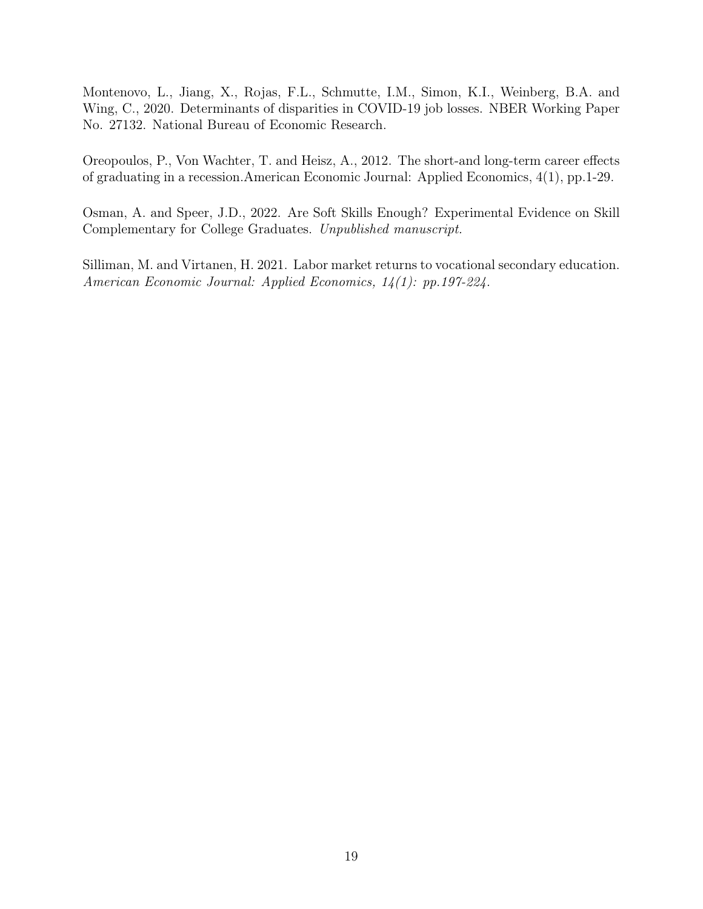Montenovo, L., Jiang, X., Rojas, F.L., Schmutte, I.M., Simon, K.I., Weinberg, B.A. and Wing, C., 2020. Determinants of disparities in COVID-19 job losses. NBER Working Paper No. 27132. National Bureau of Economic Research.

Oreopoulos, P., Von Wachter, T. and Heisz, A., 2012. The short-and long-term career effects of graduating in a recession.American Economic Journal: Applied Economics, 4(1), pp.1-29.

Osman, A. and Speer, J.D., 2022. Are Soft Skills Enough? Experimental Evidence on Skill Complementary for College Graduates. *Unpublished manuscript.*

Silliman, M. and Virtanen, H. 2021. Labor market returns to vocational secondary education. *American Economic Journal: Applied Economics, 14(1): pp.197-224.*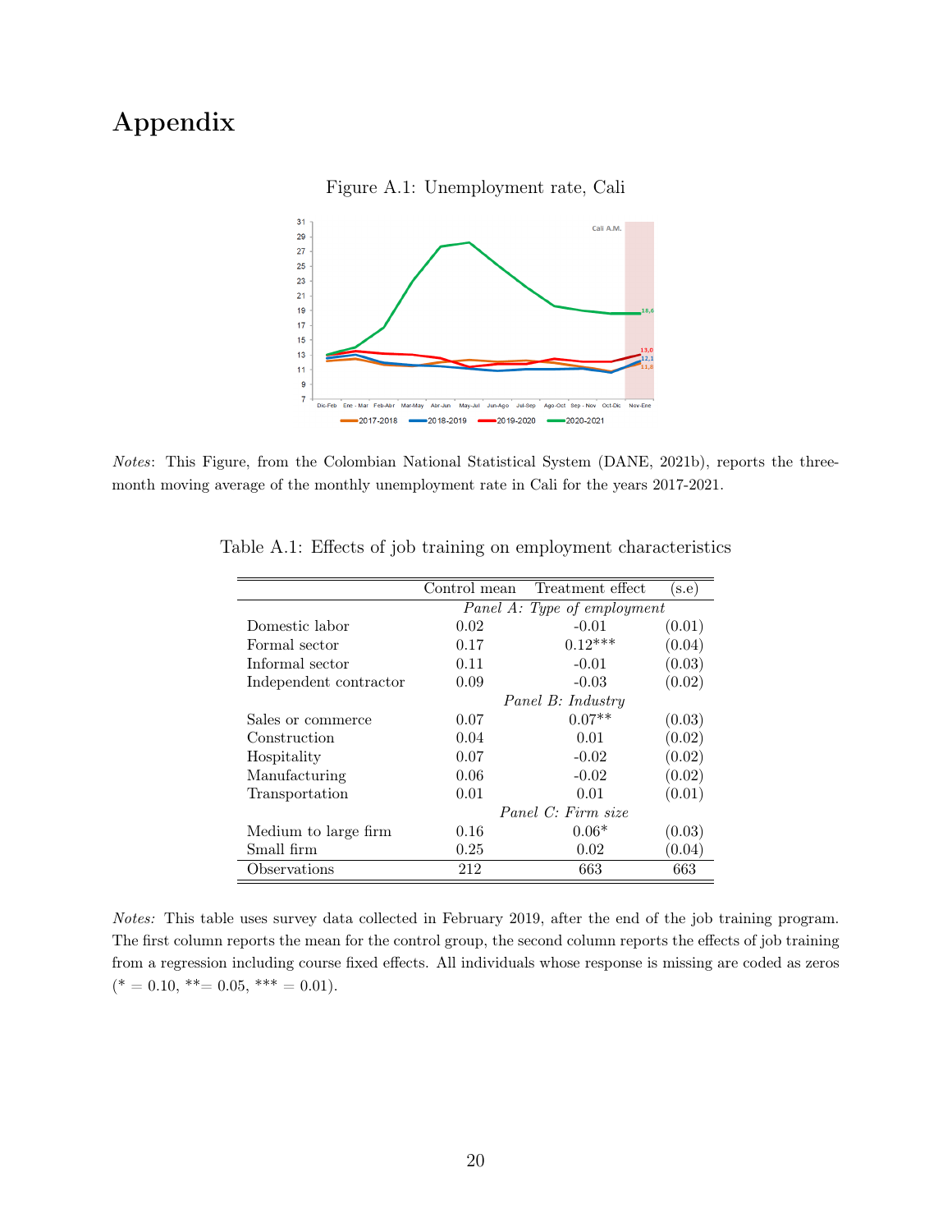# Appendix

Figure A.1: Unemployment rate, Cali

*Notes*: This Figure, from the Colombian National Statistical System (DANE, 2021b), reports the three-month moving average of the monthly unemployment rate in Cali for the years 2017-2021.

Table A.1: Effects of job training on employment characteristics

| | Control mean | Treatment effect | (s.e) |
|---|---|---|---|
| | *Panel A: Type of employment* | | |
| Domestic labor | 0.02 | -0.01 | (0.01) |
| Formal sector | 0.17 | 0.12*** | (0.04) |
| Informal sector | 0.11 | -0.01 | (0.03) |
| Independent contractor | 0.09 | -0.03 | (0.02) |
| | *Panel B: Industry* | | |
| Sales or commerce | 0.07 | 0.07** | (0.03) |
| Construction | 0.04 | 0.01 | (0.02) |
| Hospitality | 0.07 | -0.02 | (0.02) |
| Manufacturing | 0.06 | -0.02 | (0.02) |
| Transportation | 0.01 | 0.01 | (0.01) |
| | *Panel C: Firm size* | | |
| Medium to large firm | 0.16 | 0.06* | (0.03) |
| Small firm | 0.25 | 0.02 | (0.04) |
| Observations | 212 | 663 | 663 |

*Notes:* This table uses survey data collected in February 2019, after the end of the job training program. The first column reports the mean for the control group, the second column reports the effects of job training from a regression including course fixed effects. All individuals whose response is missing are coded as zeros (* = 0.10, **= 0.05, *** = 0.01).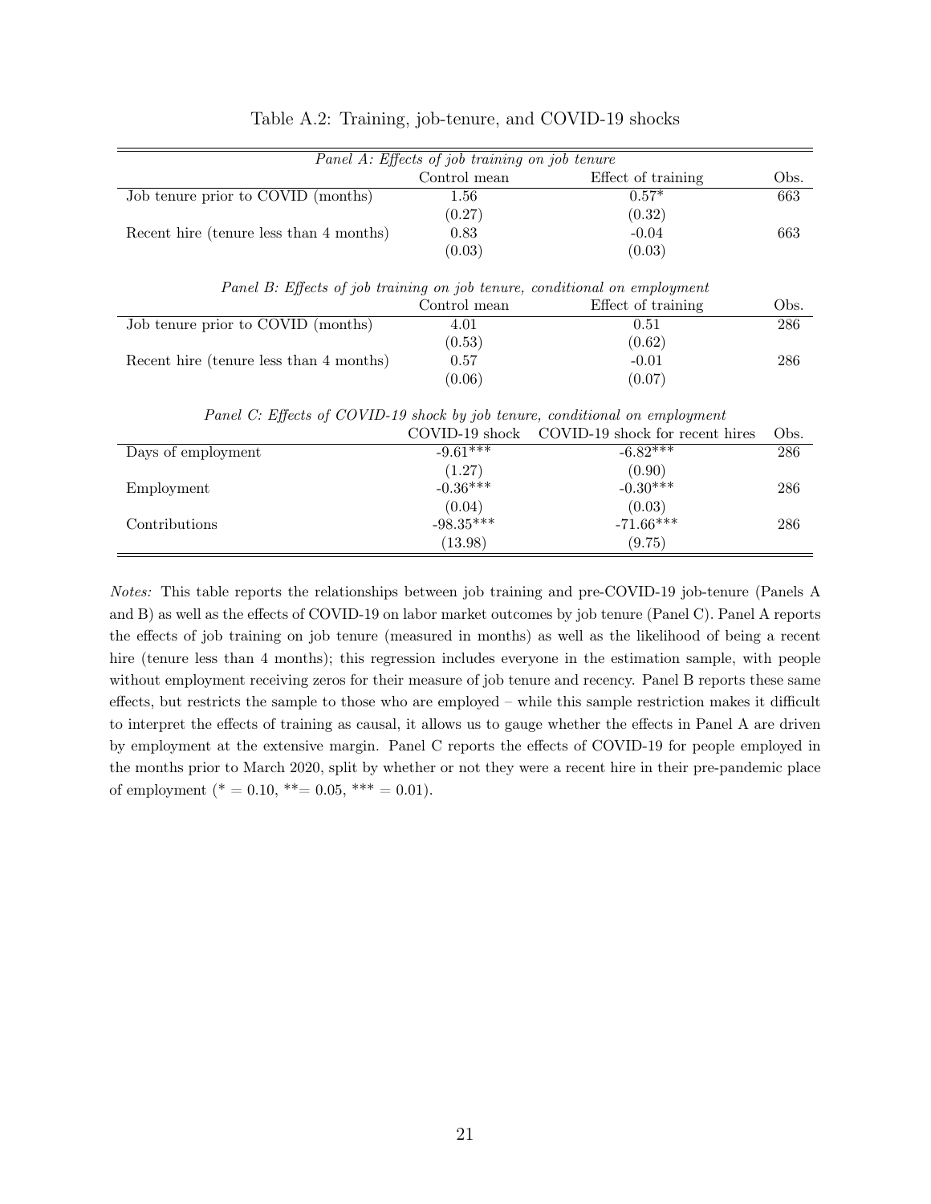Table A.2: Training, job-tenure, and COVID-19 shocks

| *Panel A: Effects of job training on job tenure* | | | |
|---|---|---|---|
| | Control mean | Effect of training | Obs. |
| Job tenure prior to COVID (months) | 1.56 | 0.57* | 663 |
| | (0.27) | (0.32) | |
| Recent hire (tenure less than 4 months) | 0.83 | -0.04 | 663 |
| | (0.03) | (0.03) | |

| *Panel B: Effects of job training on job tenure, conditional on employment* | | | |
|---|---|---|---|
| | Control mean | Effect of training | Obs. |
| Job tenure prior to COVID (months) | 4.01 | 0.51 | 286 |
| | (0.53) | (0.62) | |
| Recent hire (tenure less than 4 months) | 0.57 | -0.01 | 286 |
| | (0.06) | (0.07) | |

| *Panel C: Effects of COVID-19 shock by job tenure, conditional on employment* | | | |
|---|---|---|---|
| | COVID-19 shock | COVID-19 shock for recent hires | Obs. |
| Days of employment | -9.61*** | -6.82*** | 286 |
| | (1.27) | (0.90) | |
| Employment | -0.36*** | -0.30*** | 286 |
| | (0.04) | (0.03) | |
| Contributions | -98.35*** | -71.66*** | 286 |
| | (13.98) | (9.75) | |

*Notes:* This table reports the relationships between job training and pre-COVID-19 job-tenure (Panels A and B) as well as the effects of COVID-19 on labor market outcomes by job tenure (Panel C). Panel A reports the effects of job training on job tenure (measured in months) as well as the likelihood of being a recent hire (tenure less than 4 months); this regression includes everyone in the estimation sample, with people without employment receiving zeros for their measure of job tenure and recency. Panel B reports these same effects, but restricts the sample to those who are employed – while this sample restriction makes it difficult to interpret the effects of training as causal, it allows us to gauge whether the effects in Panel A are driven by employment at the extensive margin. Panel C reports the effects of COVID-19 for people employed in the months prior to March 2020, split by whether or not they were a recent hire in their pre-pandemic place of employment (* = 0.10, **= 0.05, *** = 0.01).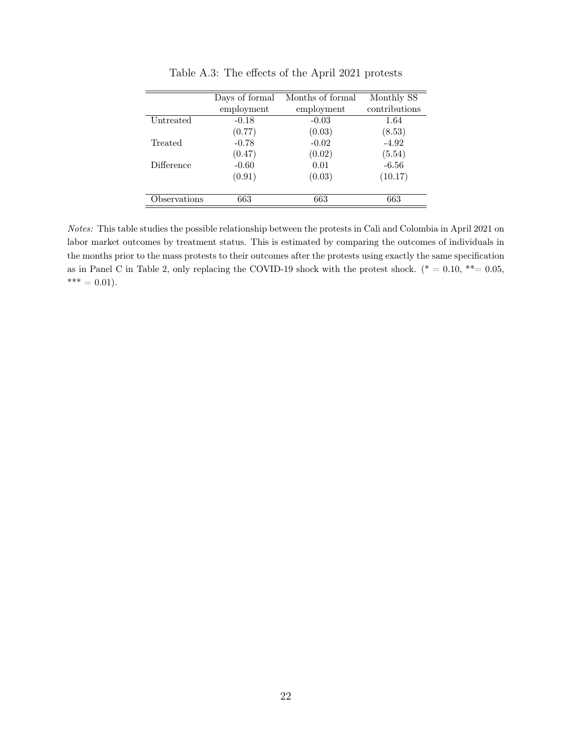Table A.3: The effects of the April 2021 protests

| | Days of formal employment | Months of formal employment | Monthly SS contributions |
|---|---|---|---|
| Untreated | -0.18 | -0.03 | 1.64 |
| | (0.77) | (0.03) | (8.53) |
| Treated | -0.78 | -0.02 | -4.92 |
| | (0.47) | (0.02) | (5.54) |
| Difference | -0.60 | 0.01 | -6.56 |
| | (0.91) | (0.03) | (10.17) |
| Observations | 663 | 663 | 663 |

*Notes:* This table studies the possible relationship between the protests in Cali and Colombia in April 2021 on labor market outcomes by treatment status. This is estimated by comparing the outcomes of individuals in the months prior to the mass protests to their outcomes after the protests using exactly the same specification as in Panel C in Table 2, only replacing the COVID-19 shock with the protest shock. (* = 0.10, **= 0.05, *** = 0.01).